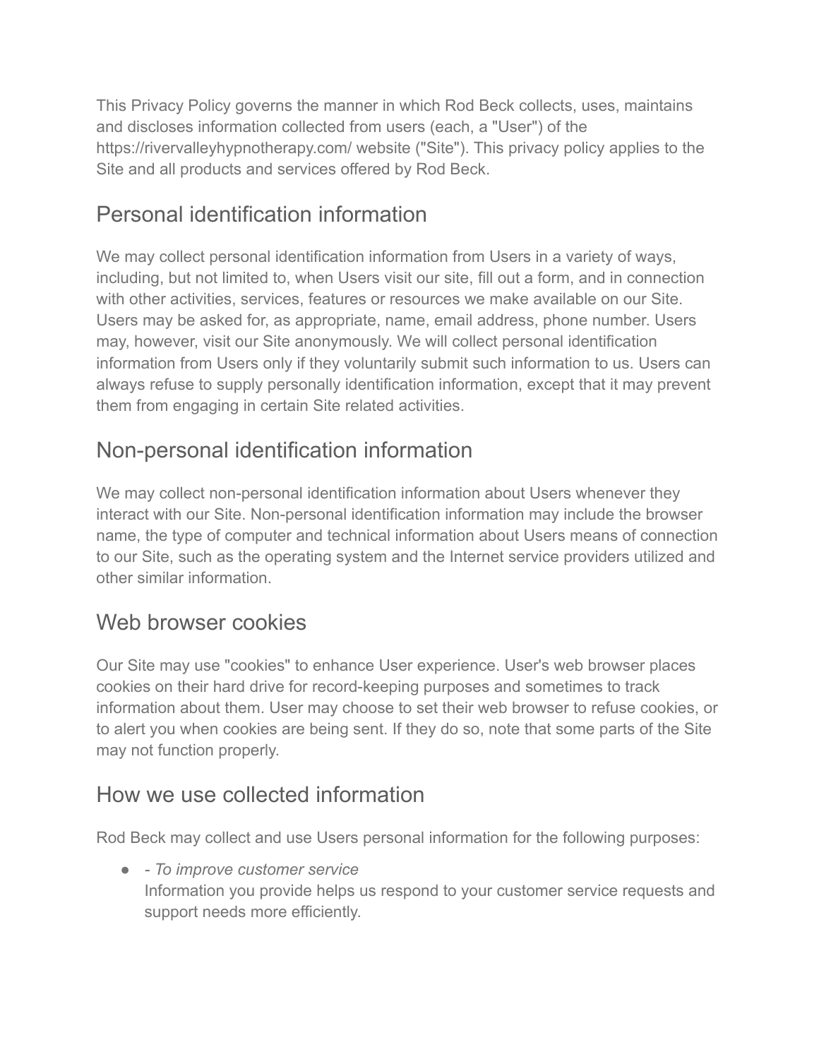This Privacy Policy governs the manner in which Rod Beck collects, uses, maintains and discloses information collected from users (each, a "User") of the https://rivervalleyhypnotherapy.com/ website ("Site"). This privacy policy applies to the Site and all products and services offered by Rod Beck.

## Personal identification information

We may collect personal identification information from Users in a variety of ways, including, but not limited to, when Users visit our site, fill out a form, and in connection with other activities, services, features or resources we make available on our Site. Users may be asked for, as appropriate, name, email address, phone number. Users may, however, visit our Site anonymously. We will collect personal identification information from Users only if they voluntarily submit such information to us. Users can always refuse to supply personally identification information, except that it may prevent them from engaging in certain Site related activities.

## Non-personal identification information

We may collect non-personal identification information about Users whenever they interact with our Site. Non-personal identification information may include the browser name, the type of computer and technical information about Users means of connection to our Site, such as the operating system and the Internet service providers utilized and other similar information.

## Web browser cookies

Our Site may use "cookies" to enhance User experience. User's web browser places cookies on their hard drive for record-keeping purposes and sometimes to track information about them. User may choose to set their web browser to refuse cookies, or to alert you when cookies are being sent. If they do so, note that some parts of the Site may not function properly.

## How we use collected information

Rod Beck may collect and use Users personal information for the following purposes:

- - *To improve customer service*
  Information you provide helps us respond to your customer service requests and support needs more efficiently.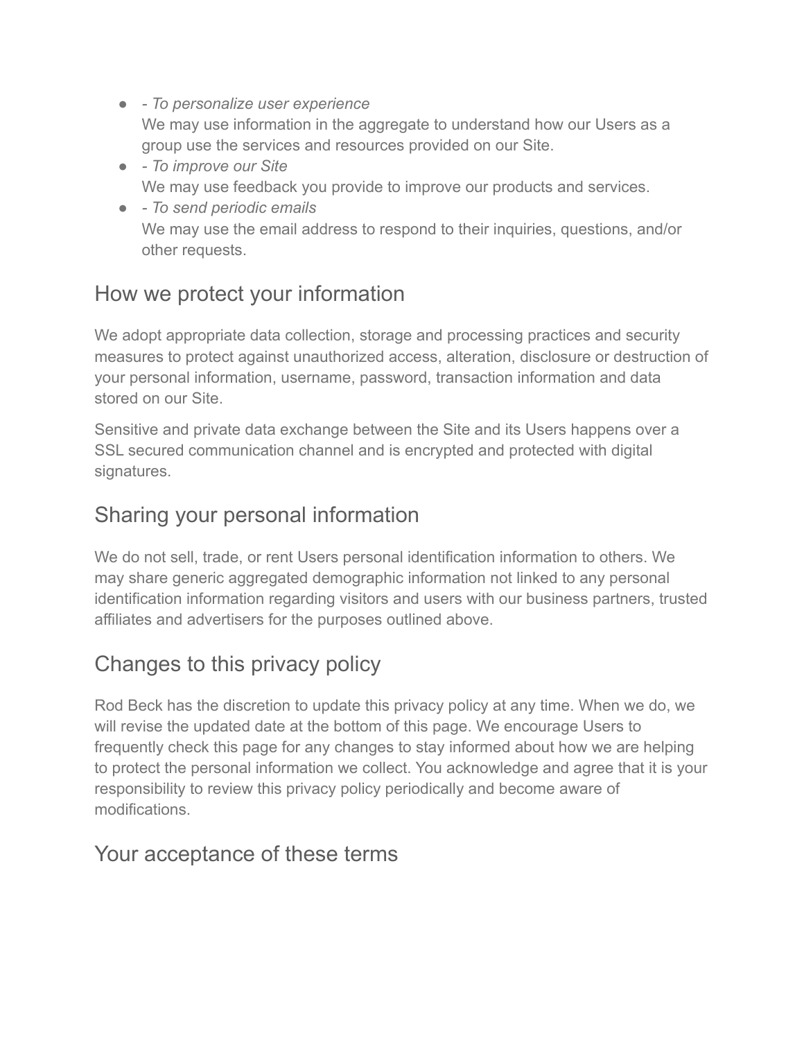- *- To personalize user experience*
  We may use information in the aggregate to understand how our Users as a group use the services and resources provided on our Site.
- *- To improve our Site*
  We may use feedback you provide to improve our products and services.
- *- To send periodic emails*
  We may use the email address to respond to their inquiries, questions, and/or other requests.

## How we protect your information

We adopt appropriate data collection, storage and processing practices and security measures to protect against unauthorized access, alteration, disclosure or destruction of your personal information, username, password, transaction information and data stored on our Site.

Sensitive and private data exchange between the Site and its Users happens over a SSL secured communication channel and is encrypted and protected with digital signatures.

## Sharing your personal information

We do not sell, trade, or rent Users personal identification information to others. We may share generic aggregated demographic information not linked to any personal identification information regarding visitors and users with our business partners, trusted affiliates and advertisers for the purposes outlined above.

## Changes to this privacy policy

Rod Beck has the discretion to update this privacy policy at any time. When we do, we will revise the updated date at the bottom of this page. We encourage Users to frequently check this page for any changes to stay informed about how we are helping to protect the personal information we collect. You acknowledge and agree that it is your responsibility to review this privacy policy periodically and become aware of modifications.

## Your acceptance of these terms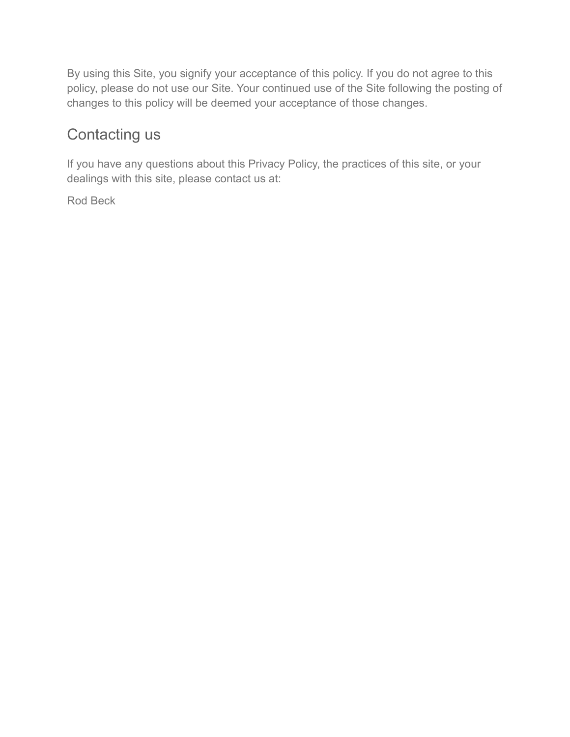By using this Site, you signify your acceptance of this policy. If you do not agree to this policy, please do not use our Site. Your continued use of the Site following the posting of changes to this policy will be deemed your acceptance of those changes.

## Contacting us

If you have any questions about this Privacy Policy, the practices of this site, or your dealings with this site, please contact us at:

Rod Beck